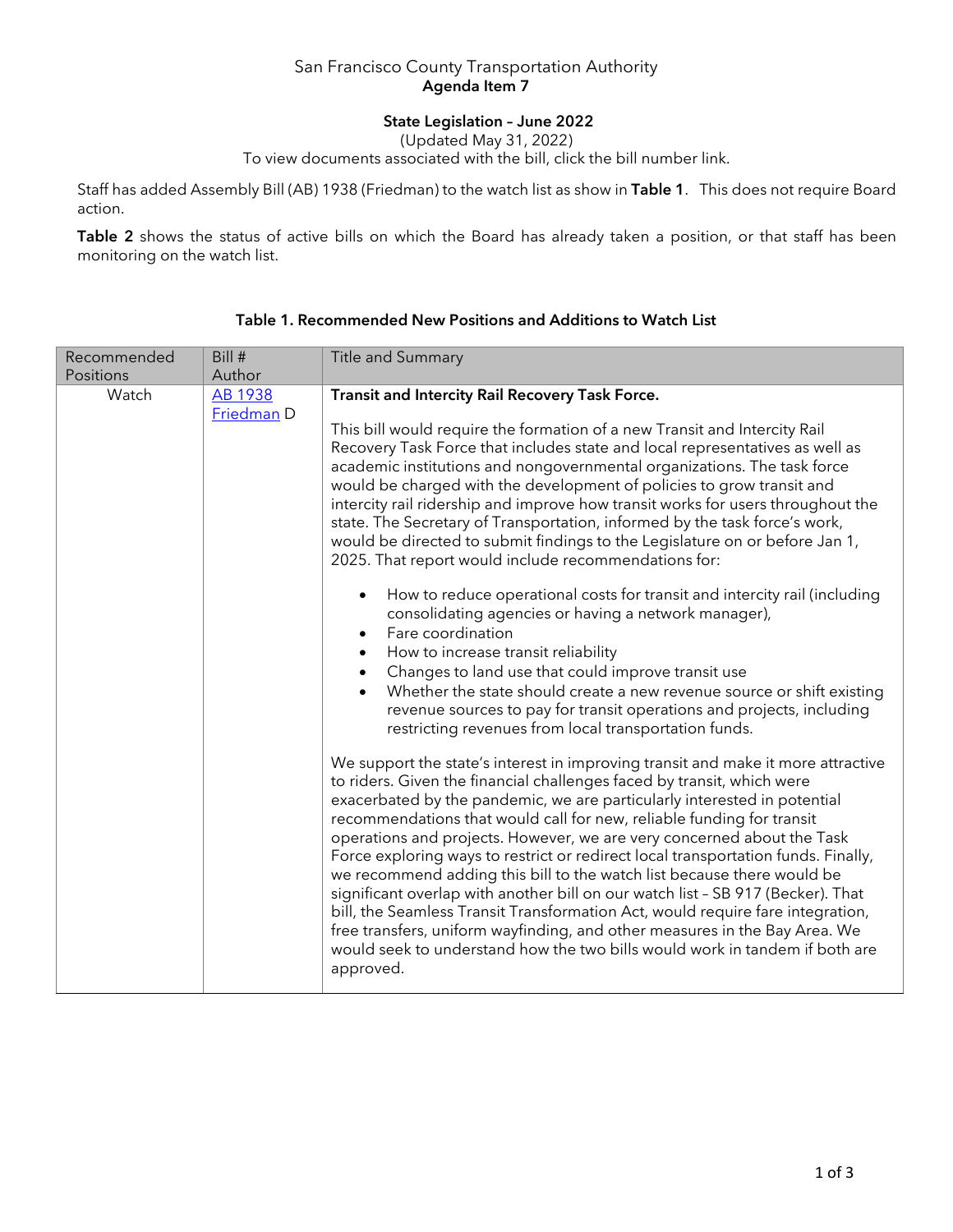San Francisco County Transportation Authority
**Agenda Item 7**

**State Legislation – June 2022**

(Updated May 31, 2022)

To view documents associated with the bill, click the bill number link.

Staff has added Assembly Bill (AB) 1938 (Friedman) to the watch list as show in **Table 1**. This does not require Board action.

**Table 2** shows the status of active bills on which the Board has already taken a position, or that staff has been monitoring on the watch list.

**Table 1. Recommended New Positions and Additions to Watch List**

| Recommended Positions | Bill # Author | Title and Summary |
| --- | --- | --- |
| Watch | [AB 1938](#) [Friedman](#) D | **Transit and Intercity Rail Recovery Task Force.**<br><br>This bill would require the formation of a new Transit and Intercity Rail Recovery Task Force that includes state and local representatives as well as academic institutions and nongovernmental organizations. The task force would be charged with the development of policies to grow transit and intercity rail ridership and improve how transit works for users throughout the state. The Secretary of Transportation, informed by the task force's work, would be directed to submit findings to the Legislature on or before Jan 1, 2025. That report would include recommendations for:<br><br>• How to reduce operational costs for transit and intercity rail (including consolidating agencies or having a network manager),<br>• Fare coordination<br>• How to increase transit reliability<br>• Changes to land use that could improve transit use<br>• Whether the state should create a new revenue source or shift existing revenue sources to pay for transit operations and projects, including restricting revenues from local transportation funds.<br><br>We support the state's interest in improving transit and make it more attractive to riders. Given the financial challenges faced by transit, which were exacerbated by the pandemic, we are particularly interested in potential recommendations that would call for new, reliable funding for transit operations and projects. However, we are very concerned about the Task Force exploring ways to restrict or redirect local transportation funds. Finally, we recommend adding this bill to the watch list because there would be significant overlap with another bill on our watch list – SB 917 (Becker). That bill, the Seamless Transit Transformation Act, would require fare integration, free transfers, uniform wayfinding, and other measures in the Bay Area. We would seek to understand how the two bills would work in tandem if both are approved. |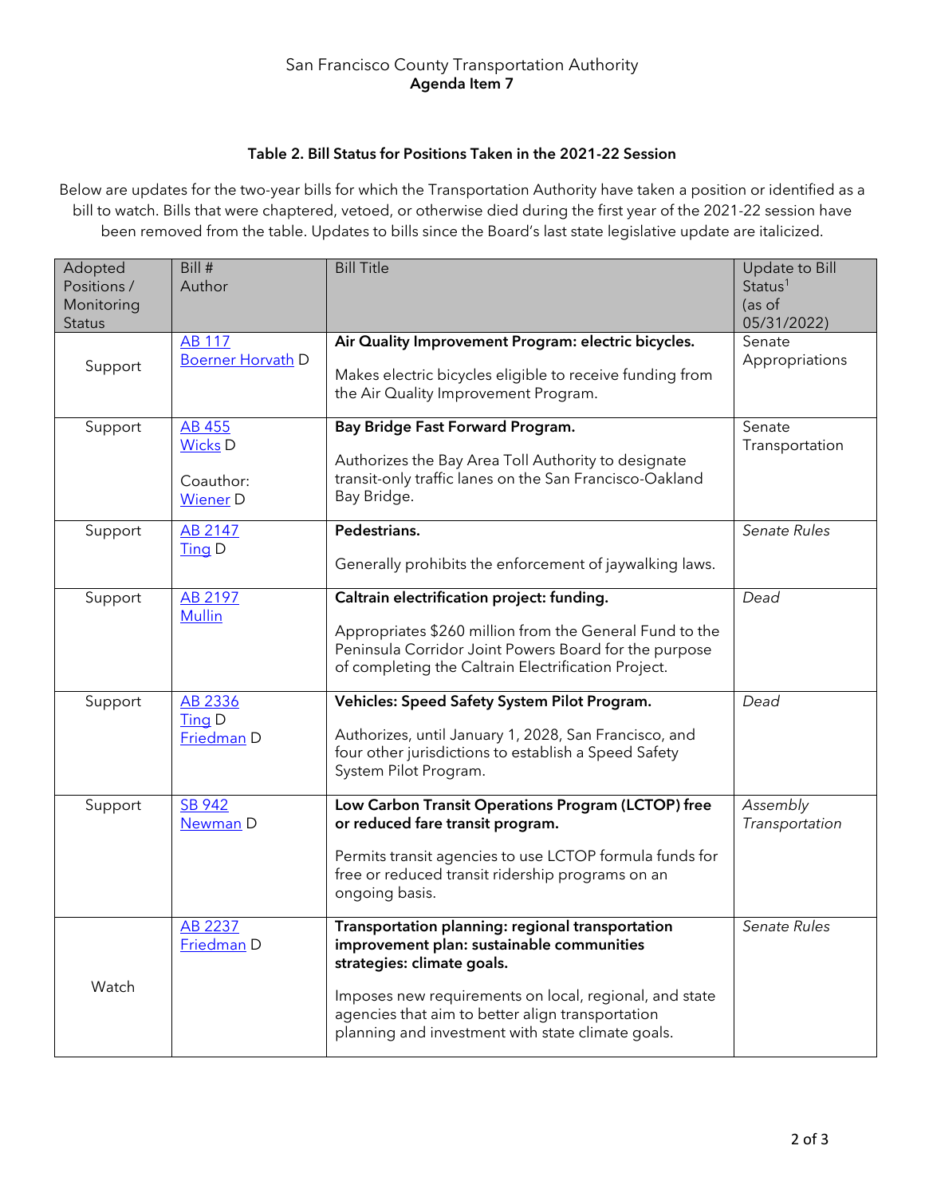San Francisco County Transportation Authority
**Agenda Item 7**

### Table 2. Bill Status for Positions Taken in the 2021-22 Session

Below are updates for the two-year bills for which the Transportation Authority have taken a position or identified as a bill to watch. Bills that were chaptered, vetoed, or otherwise died during the first year of the 2021-22 session have been removed from the table. Updates to bills since the Board's last state legislative update are italicized.

| Adopted Positions / Monitoring Status | Bill # Author | Bill Title | Update to Bill Status[1] (as of 05/31/2022) |
|---|---|---|---|
| Support | AB 117 Boerner Horvath D | **Air Quality Improvement Program: electric bicycles.** Makes electric bicycles eligible to receive funding from the Air Quality Improvement Program. | Senate Appropriations |
| Support | AB 455 Wicks D Coauthor: Wiener D | **Bay Bridge Fast Forward Program.** Authorizes the Bay Area Toll Authority to designate transit-only traffic lanes on the San Francisco-Oakland Bay Bridge. | Senate Transportation |
| Support | AB 2147 Ting D | **Pedestrians.** Generally prohibits the enforcement of jaywalking laws. | *Senate Rules* |
| Support | AB 2197 Mullin | **Caltrain electrification project: funding.** Appropriates $260 million from the General Fund to the Peninsula Corridor Joint Powers Board for the purpose of completing the Caltrain Electrification Project. | *Dead* |
| Support | AB 2336 Ting D Friedman D | **Vehicles: Speed Safety System Pilot Program.** Authorizes, until January 1, 2028, San Francisco, and four other jurisdictions to establish a Speed Safety System Pilot Program. | *Dead* |
| Support | SB 942 Newman D | **Low Carbon Transit Operations Program (LCTOP) free or reduced fare transit program.** Permits transit agencies to use LCTOP formula funds for free or reduced transit ridership programs on an ongoing basis. | *Assembly Transportation* |
| Watch | AB 2237 Friedman D | **Transportation planning: regional transportation improvement plan: sustainable communities strategies: climate goals.** Imposes new requirements on local, regional, and state agencies that aim to better align transportation planning and investment with state climate goals. | *Senate Rules* |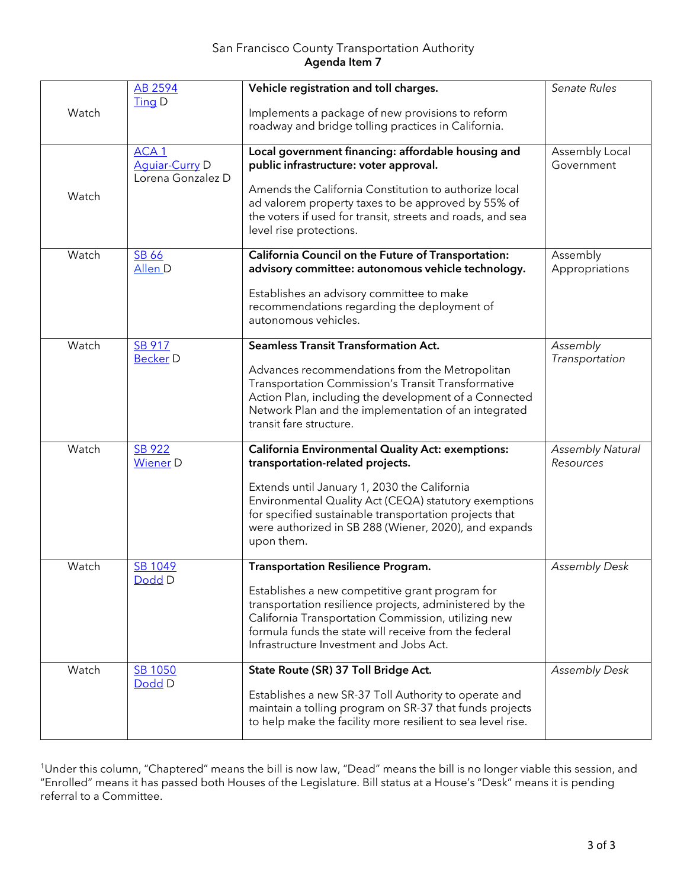San Francisco County Transportation Authority
**Agenda Item 7**

| | | | |
|---|---|---|---|
| Watch | AB 2594<br>Ting D | **Vehicle registration and toll charges.**<br><br>Implements a package of new provisions to reform roadway and bridge tolling practices in California. | *Senate Rules* |
| Watch | ACA 1<br>Aguiar-Curry D<br>Lorena Gonzalez D | **Local government financing: affordable housing and public infrastructure: voter approval.**<br><br>Amends the California Constitution to authorize local ad valorem property taxes to be approved by 55% of the voters if used for transit, streets and roads, and sea level rise protections. | Assembly Local Government |
| Watch | SB 66<br>Allen D | **California Council on the Future of Transportation: advisory committee: autonomous vehicle technology.**<br><br>Establishes an advisory committee to make recommendations regarding the deployment of autonomous vehicles. | Assembly Appropriations |
| Watch | SB 917<br>Becker D | **Seamless Transit Transformation Act.**<br><br>Advances recommendations from the Metropolitan Transportation Commission's Transit Transformative Action Plan, including the development of a Connected Network Plan and the implementation of an integrated transit fare structure. | *Assembly Transportation* |
| Watch | SB 922<br>Wiener D | **California Environmental Quality Act: exemptions: transportation-related projects.**<br><br>Extends until January 1, 2030 the California Environmental Quality Act (CEQA) statutory exemptions for specified sustainable transportation projects that were authorized in SB 288 (Wiener, 2020), and expands upon them. | *Assembly Natural Resources* |
| Watch | SB 1049<br>Dodd D | **Transportation Resilience Program.**<br><br>Establishes a new competitive grant program for transportation resilience projects, administered by the California Transportation Commission, utilizing new formula funds the state will receive from the federal Infrastructure Investment and Jobs Act. | *Assembly Desk* |
| Watch | SB 1050<br>Dodd D | **State Route (SR) 37 Toll Bridge Act.**<br><br>Establishes a new SR-37 Toll Authority to operate and maintain a tolling program on SR-37 that funds projects to help make the facility more resilient to sea level rise. | *Assembly Desk* |

[1]Under this column, "Chaptered" means the bill is now law, "Dead" means the bill is no longer viable this session, and "Enrolled" means it has passed both Houses of the Legislature. Bill status at a House's "Desk" means it is pending referral to a Committee.